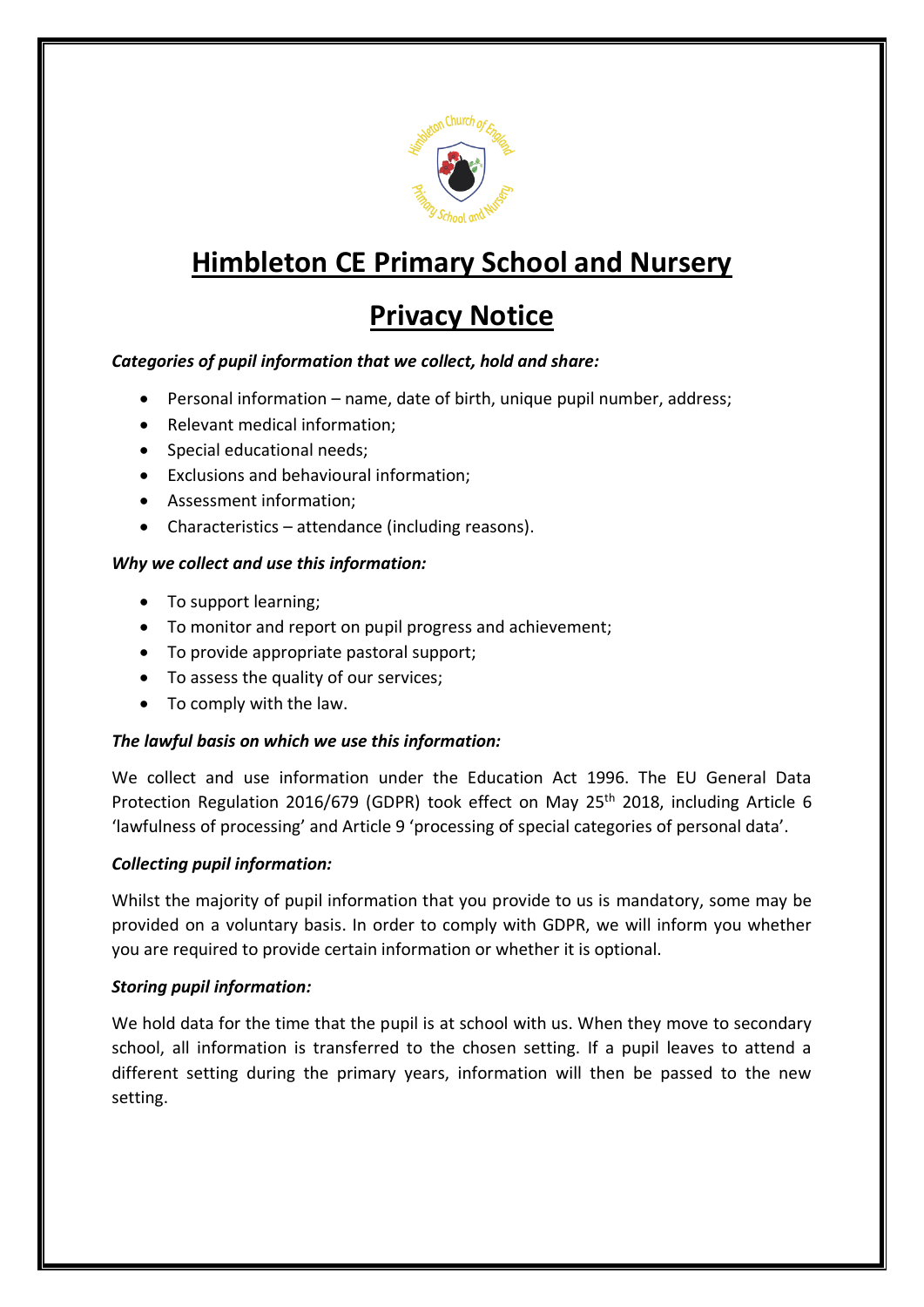# Himbleton CE Primary School and Nursery

## Privacy Notice

***Categories of pupil information that we collect, hold and share:***

- Personal information – name, date of birth, unique pupil number, address;
- Relevant medical information;
- Special educational needs;
- Exclusions and behavioural information;
- Assessment information;
- Characteristics – attendance (including reasons).

***Why we collect and use this information:***

- To support learning;
- To monitor and report on pupil progress and achievement;
- To provide appropriate pastoral support;
- To assess the quality of our services;
- To comply with the law.

***The lawful basis on which we use this information:***

We collect and use information under the Education Act 1996. The EU General Data Protection Regulation 2016/679 (GDPR) took effect on May 25th 2018, including Article 6 'lawfulness of processing' and Article 9 'processing of special categories of personal data'.

***Collecting pupil information:***

Whilst the majority of pupil information that you provide to us is mandatory, some may be provided on a voluntary basis. In order to comply with GDPR, we will inform you whether you are required to provide certain information or whether it is optional.

***Storing pupil information:***

We hold data for the time that the pupil is at school with us. When they move to secondary school, all information is transferred to the chosen setting. If a pupil leaves to attend a different setting during the primary years, information will then be passed to the new setting.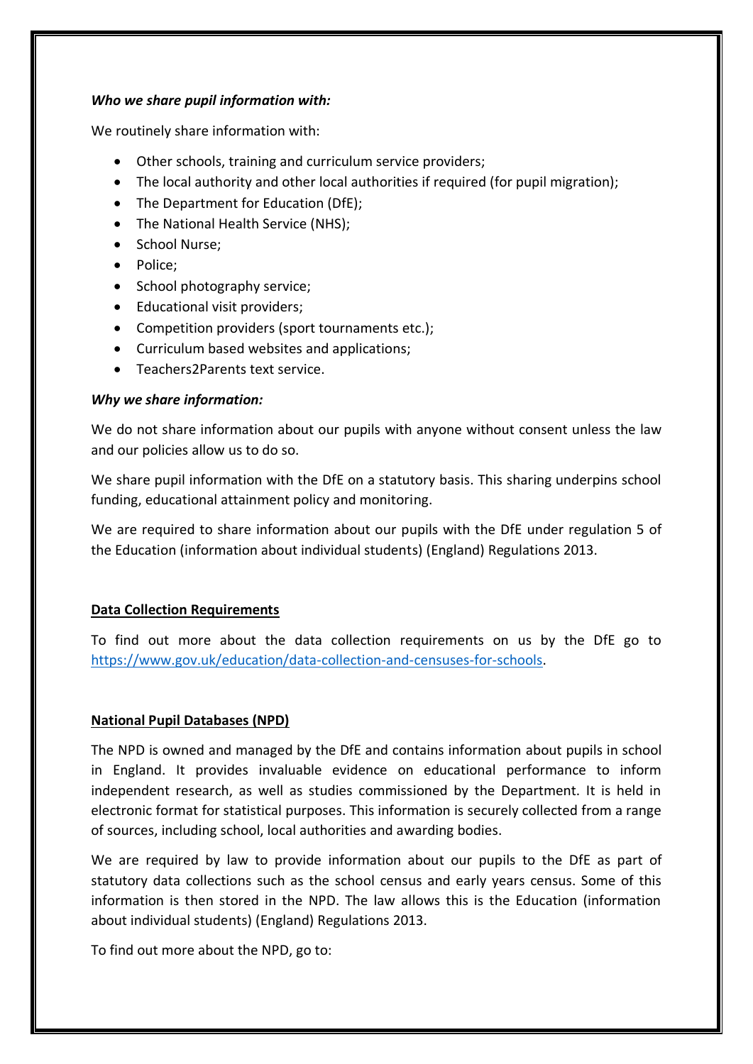***Who we share pupil information with:***

We routinely share information with:

- Other schools, training and curriculum service providers;
- The local authority and other local authorities if required (for pupil migration);
- The Department for Education (DfE);
- The National Health Service (NHS);
- School Nurse;
- Police;
- School photography service;
- Educational visit providers;
- Competition providers (sport tournaments etc.);
- Curriculum based websites and applications;
- Teachers2Parents text service.

***Why we share information:***

We do not share information about our pupils with anyone without consent unless the law and our policies allow us to do so.

We share pupil information with the DfE on a statutory basis. This sharing underpins school funding, educational attainment policy and monitoring.

We are required to share information about our pupils with the DfE under regulation 5 of the Education (information about individual students) (England) Regulations 2013.

**Data Collection Requirements**

To find out more about the data collection requirements on us by the DfE go to https://www.gov.uk/education/data-collection-and-censuses-for-schools.

**National Pupil Databases (NPD)**

The NPD is owned and managed by the DfE and contains information about pupils in school in England. It provides invaluable evidence on educational performance to inform independent research, as well as studies commissioned by the Department. It is held in electronic format for statistical purposes. This information is securely collected from a range of sources, including school, local authorities and awarding bodies.

We are required by law to provide information about our pupils to the DfE as part of statutory data collections such as the school census and early years census. Some of this information is then stored in the NPD. The law allows this is the Education (information about individual students) (England) Regulations 2013.

To find out more about the NPD, go to: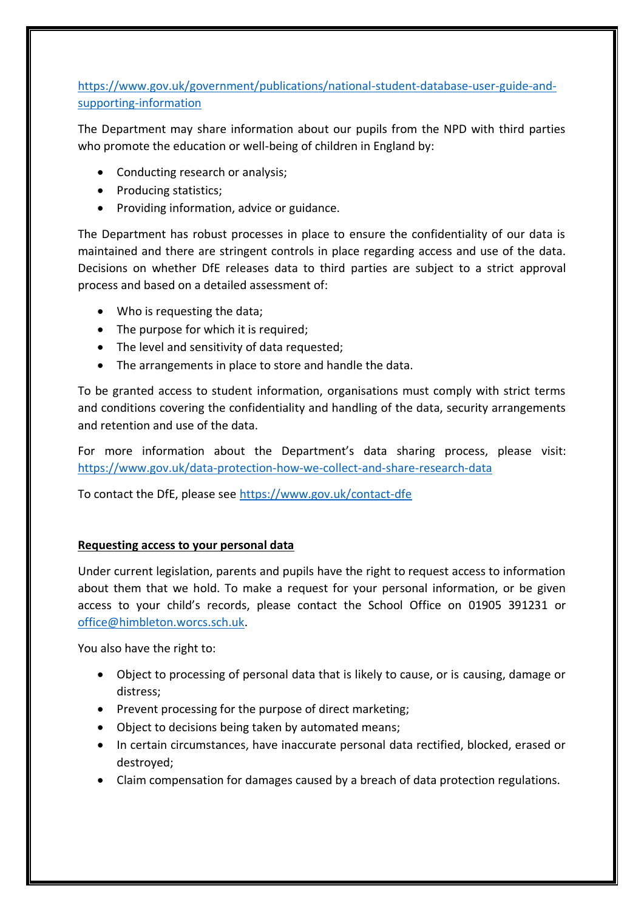https://www.gov.uk/government/publications/national-student-database-user-guide-and-supporting-information

The Department may share information about our pupils from the NPD with third parties who promote the education or well-being of children in England by:

- Conducting research or analysis;
- Producing statistics;
- Providing information, advice or guidance.

The Department has robust processes in place to ensure the confidentiality of our data is maintained and there are stringent controls in place regarding access and use of the data. Decisions on whether DfE releases data to third parties are subject to a strict approval process and based on a detailed assessment of:

- Who is requesting the data;
- The purpose for which it is required;
- The level and sensitivity of data requested;
- The arrangements in place to store and handle the data.

To be granted access to student information, organisations must comply with strict terms and conditions covering the confidentiality and handling of the data, security arrangements and retention and use of the data.

For more information about the Department's data sharing process, please visit: https://www.gov.uk/data-protection-how-we-collect-and-share-research-data

To contact the DfE, please see https://www.gov.uk/contact-dfe

**Requesting access to your personal data**

Under current legislation, parents and pupils have the right to request access to information about them that we hold. To make a request for your personal information, or be given access to your child's records, please contact the School Office on 01905 391231 or office@himbleton.worcs.sch.uk.

You also have the right to:

- Object to processing of personal data that is likely to cause, or is causing, damage or distress;
- Prevent processing for the purpose of direct marketing;
- Object to decisions being taken by automated means;
- In certain circumstances, have inaccurate personal data rectified, blocked, erased or destroyed;
- Claim compensation for damages caused by a breach of data protection regulations.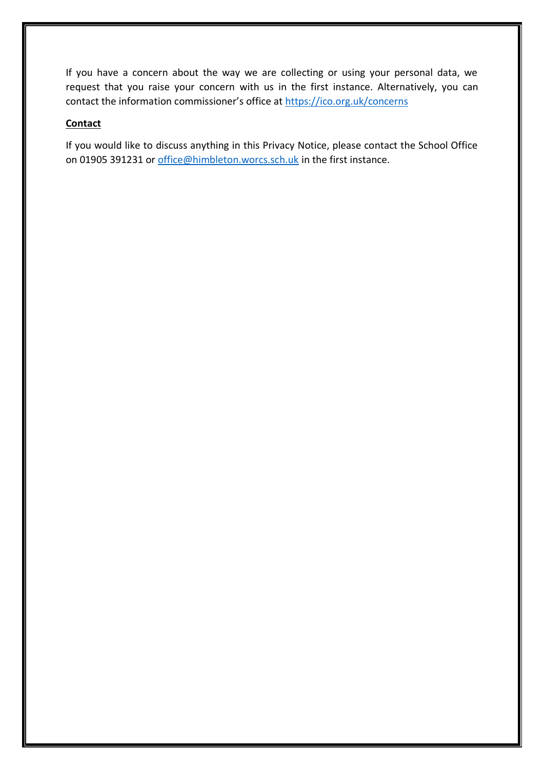If you have a concern about the way we are collecting or using your personal data, we request that you raise your concern with us in the first instance. Alternatively, you can contact the information commissioner's office at https://ico.org.uk/concerns

**Contact**

If you would like to discuss anything in this Privacy Notice, please contact the School Office on 01905 391231 or office@himbleton.worcs.sch.uk in the first instance.